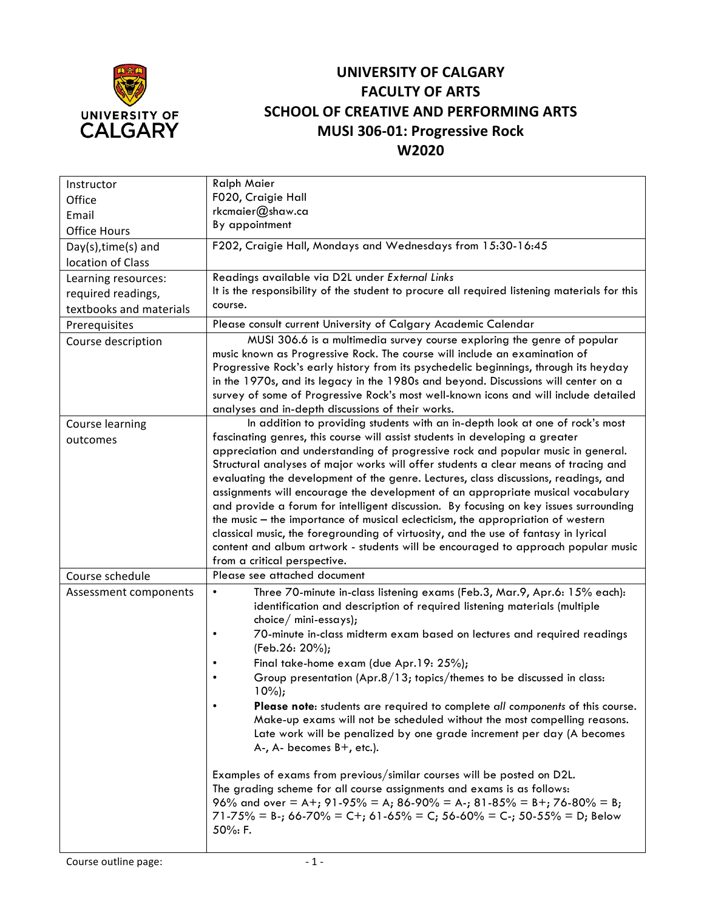# UNIVERSITY OF CALGARY
# FACULTY OF ARTS
# SCHOOL OF CREATIVE AND PERFORMING ARTS
# MUSI 306-01: Progressive Rock
# W2020

| | |
|---|---|
| Instructor<br>Office<br>Email<br>Office Hours | Ralph Maier<br>F020, Craigie Hall<br>rkcmaier@shaw.ca<br>By appointment |
| Day(s),time(s) and location of Class | F202, Craigie Hall, Mondays and Wednesdays from 15:30-16:45 |
| Learning resources: required readings, textbooks and materials | Readings available via D2L under *External Links*<br>It is the responsibility of the student to procure all required listening materials for this course. |
| Prerequisites | Please consult current University of Calgary Academic Calendar |
| Course description | MUSI 306.6 is a multimedia survey course exploring the genre of popular music known as Progressive Rock. The course will include an examination of Progressive Rock's early history from its psychedelic beginnings, through its heyday in the 1970s, and its legacy in the 1980s and beyond. Discussions will center on a survey of some of Progressive Rock's most well-known icons and will include detailed analyses and in-depth discussions of their works. |
| Course learning outcomes | In addition to providing students with an in-depth look at one of rock's most fascinating genres, this course will assist students in developing a greater appreciation and understanding of progressive rock and popular music in general. Structural analyses of major works will offer students a clear means of tracing and evaluating the development of the genre. Lectures, class discussions, readings, and assignments will encourage the development of an appropriate musical vocabulary and provide a forum for intelligent discussion. By focusing on key issues surrounding the music – the importance of musical eclecticism, the appropriation of western classical music, the foregrounding of virtuosity, and the use of fantasy in lyrical content and album artwork - students will be encouraged to approach popular music from a critical perspective. |
| Course schedule | Please see attached document |
| Assessment components | • Three 70-minute in-class listening exams (Feb.3, Mar.9, Apr.6: 15% each): identification and description of required listening materials (multiple choice/ mini-essays);<br>• 70-minute in-class midterm exam based on lectures and required readings (Feb.26: 20%);<br>• Final take-home exam (due Apr.19: 25%);<br>• Group presentation (Apr.8/13; topics/themes to be discussed in class: 10%);<br>• **Please note**: students are required to complete *all components* of this course. Make-up exams will not be scheduled without the most compelling reasons. Late work will be penalized by one grade increment per day (A becomes A-, A- becomes B+, etc.).<br><br>Examples of exams from previous/similar courses will be posted on D2L.<br>The grading scheme for all course assignments and exams is as follows:<br>96% and over = A+; 91-95% = A; 86-90% = A-; 81-85% = B+; 76-80% = B; 71-75% = B-; 66-70% = C+; 61-65% = C; 56-60% = C-; 50-55% = D; Below 50%: F. |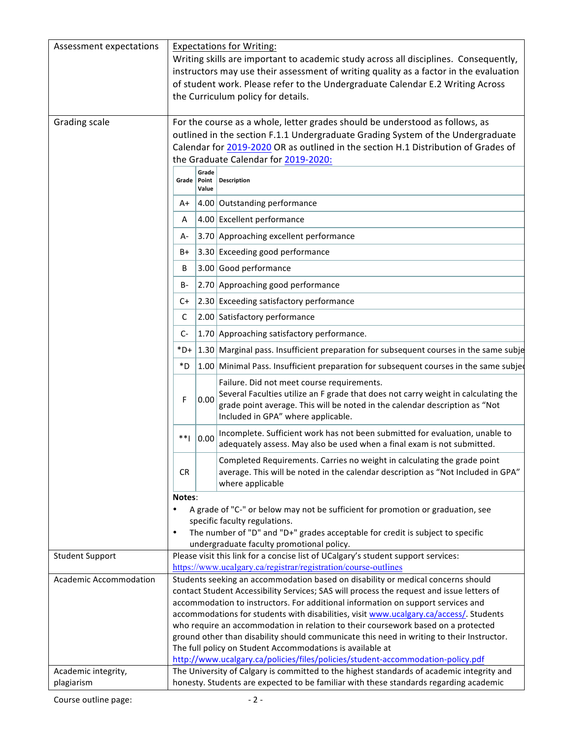| | |
|---|---|
| Assessment expectations | Expectations for Writing:<br>Writing skills are important to academic study across all disciplines. Consequently, instructors may use their assessment of writing quality as a factor in the evaluation of student work. Please refer to the Undergraduate Calendar E.2 Writing Across the Curriculum policy for details. |
| Grading scale | For the course as a whole, letter grades should be understood as follows, as outlined in the section F.1.1 Undergraduate Grading System of the Undergraduate Calendar for 2019-2020 OR as outlined in the section H.1 Distribution of Grades of the Graduate Calendar for 2019-2020: |

| Grade | Grade Point Value | Description |
|---|---|---|
| A+ | 4.00 | Outstanding performance |
| A | 4.00 | Excellent performance |
| A- | 3.70 | Approaching excellent performance |
| B+ | 3.30 | Exceeding good performance |
| B | 3.00 | Good performance |
| B- | 2.70 | Approaching good performance |
| C+ | 2.30 | Exceeding satisfactory performance |
| C | 2.00 | Satisfactory performance |
| C- | 1.70 | Approaching satisfactory performance. |
| *D+ | 1.30 | Marginal pass. Insufficient preparation for subsequent courses in the same subje |
| *D | 1.00 | Minimal Pass. Insufficient preparation for subsequent courses in the same subjec |
| F | 0.00 | Failure. Did not meet course requirements. Several Faculties utilize an F grade that does not carry weight in calculating the grade point average. This will be noted in the calendar description as "Not Included in GPA" where applicable. |
| **I | 0.00 | Incomplete. Sufficient work has not been submitted for evaluation, unable to adequately assess. May also be used when a final exam is not submitted. |
| CR | | Completed Requirements. Carries no weight in calculating the grade point average. This will be noted in the calendar description as "Not Included in GPA" where applicable |

**Notes**:

- A grade of "C-" or below may not be sufficient for promotion or graduation, see specific faculty regulations.
- The number of "D" and "D+" grades acceptable for credit is subject to specific undergraduate faculty promotional policy.

| | |
|---|---|
| Student Support | Please visit this link for a concise list of UCalgary's student support services: https://www.ucalgary.ca/registrar/registration/course-outlines |
| Academic Accommodation | Students seeking an accommodation based on disability or medical concerns should contact Student Accessibility Services; SAS will process the request and issue letters of accommodation to instructors. For additional information on support services and accommodations for students with disabilities, visit www.ucalgary.ca/access/. Students who require an accommodation in relation to their coursework based on a protected ground other than disability should communicate this need in writing to their Instructor. The full policy on Student Accommodations is available at http://www.ucalgary.ca/policies/files/policies/student-accommodation-policy.pdf |
| Academic integrity, plagiarism | The University of Calgary is committed to the highest standards of academic integrity and honesty. Students are expected to be familiar with these standards regarding academic |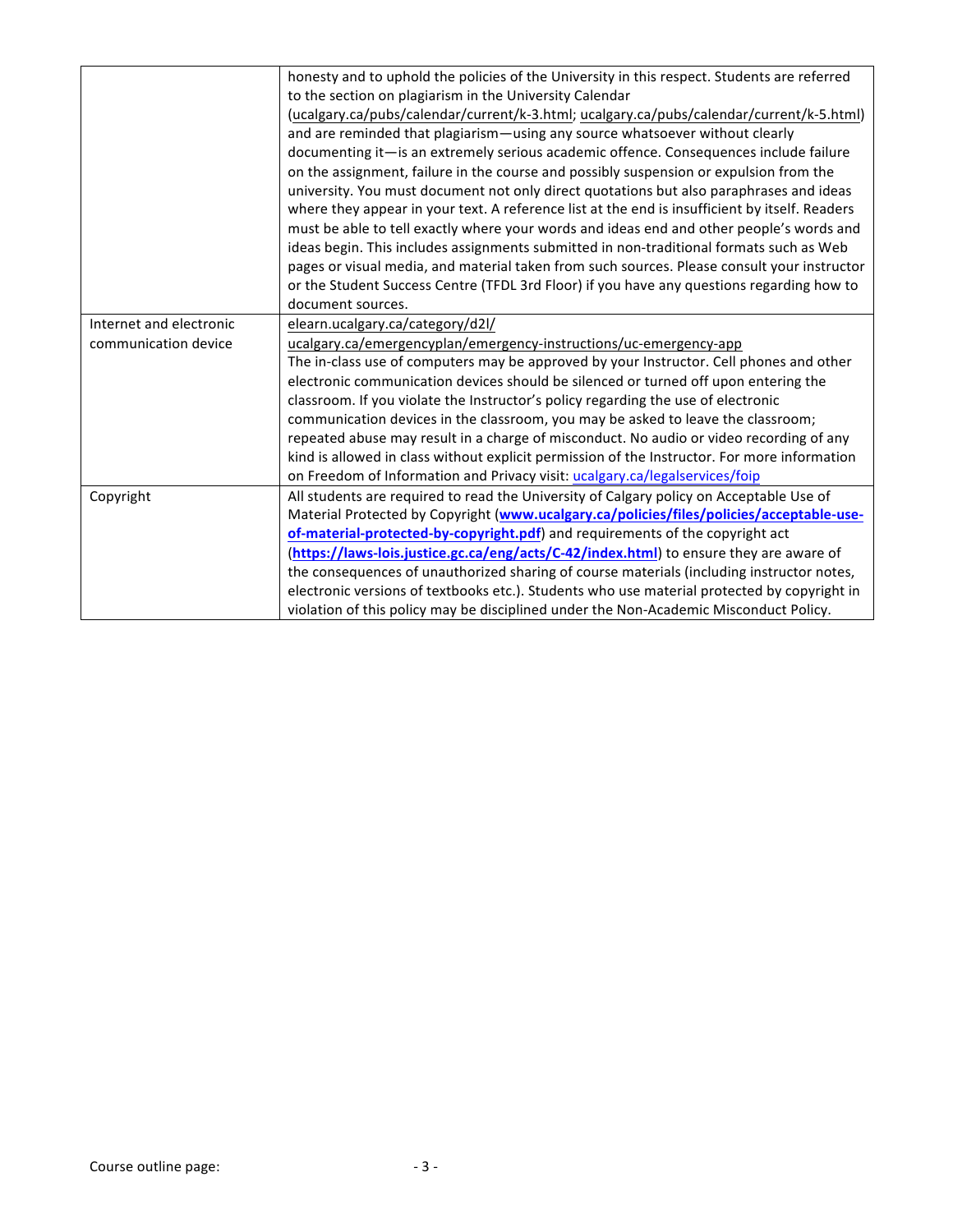| | |
|---|---|
| | honesty and to uphold the policies of the University in this respect. Students are referred to the section on plagiarism in the University Calendar (ucalgary.ca/pubs/calendar/current/k-3.html; ucalgary.ca/pubs/calendar/current/k-5.html) and are reminded that plagiarism—using any source whatsoever without clearly documenting it—is an extremely serious academic offence. Consequences include failure on the assignment, failure in the course and possibly suspension or expulsion from the university. You must document not only direct quotations but also paraphrases and ideas where they appear in your text. A reference list at the end is insufficient by itself. Readers must be able to tell exactly where your words and ideas end and other people's words and ideas begin. This includes assignments submitted in non-traditional formats such as Web pages or visual media, and material taken from such sources. Please consult your instructor or the Student Success Centre (TFDL 3rd Floor) if you have any questions regarding how to document sources. |
| Internet and electronic communication device | elearn.ucalgary.ca/category/d2l/<br>ucalgary.ca/emergencyplan/emergency-instructions/uc-emergency-app<br>The in-class use of computers may be approved by your Instructor. Cell phones and other electronic communication devices should be silenced or turned off upon entering the classroom. If you violate the Instructor's policy regarding the use of electronic communication devices in the classroom, you may be asked to leave the classroom; repeated abuse may result in a charge of misconduct. No audio or video recording of any kind is allowed in class without explicit permission of the Instructor. For more information on Freedom of Information and Privacy visit: ucalgary.ca/legalservices/foip |
| Copyright | All students are required to read the University of Calgary policy on Acceptable Use of Material Protected by Copyright (**www.ucalgary.ca/policies/files/policies/acceptable-use-of-material-protected-by-copyright.pdf**) and requirements of the copyright act (**https://laws-lois.justice.gc.ca/eng/acts/C-42/index.html**) to ensure they are aware of the consequences of unauthorized sharing of course materials (including instructor notes, electronic versions of textbooks etc.). Students who use material protected by copyright in violation of this policy may be disciplined under the Non-Academic Misconduct Policy. |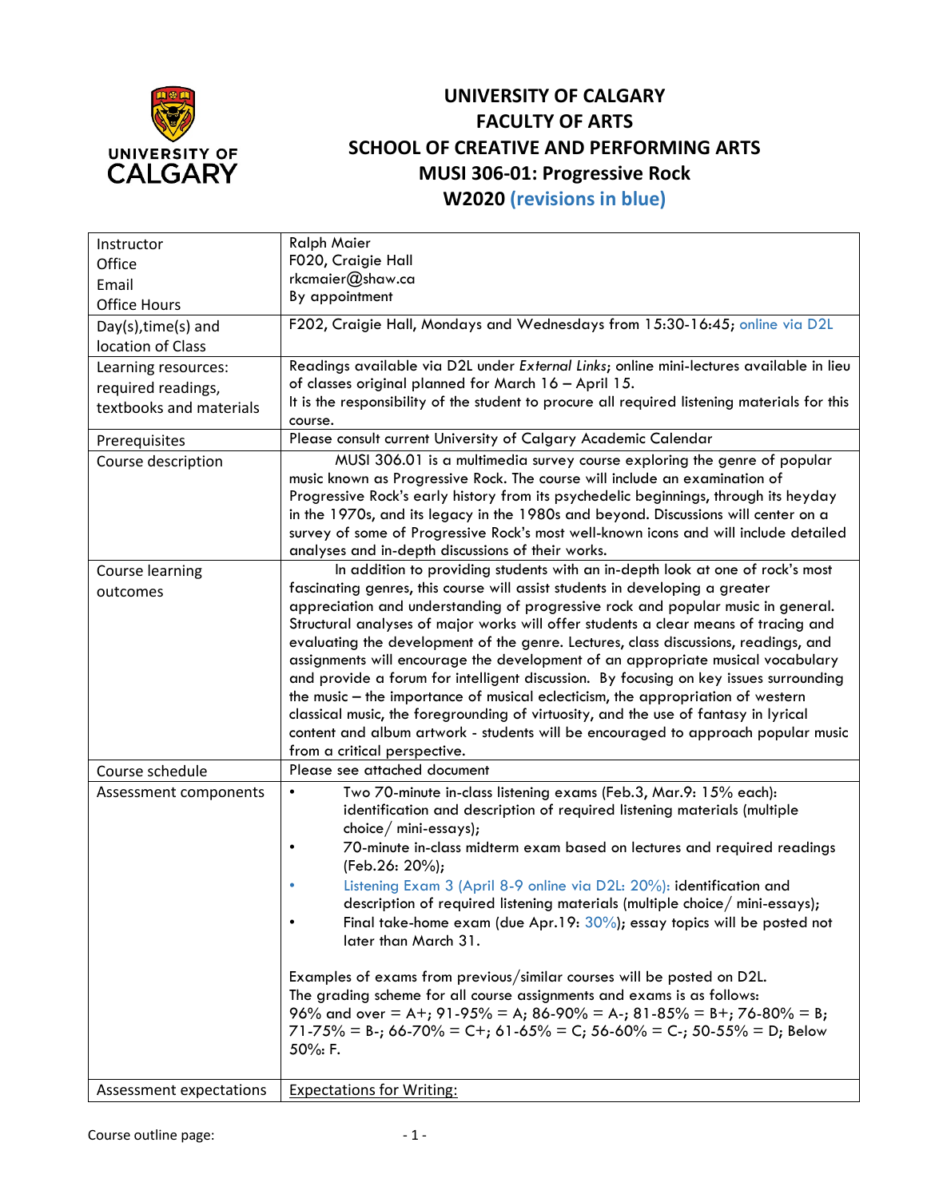# UNIVERSITY OF CALGARY
# FACULTY OF ARTS
# SCHOOL OF CREATIVE AND PERFORMING ARTS
# MUSI 306-01: Progressive Rock
# W2020 (revisions in blue)

| | |
|---|---|
| Instructor<br>Office<br>Email<br>Office Hours | Ralph Maier<br>F020, Craigie Hall<br>rkcmaier@shaw.ca<br>By appointment |
| Day(s),time(s) and location of Class | F202, Craigie Hall, Mondays and Wednesdays from 15:30-16:45; online via D2L |
| Learning resources: required readings, textbooks and materials | Readings available via D2L under *External Links*; online mini-lectures available in lieu of classes original planned for March 16 – April 15.<br>It is the responsibility of the student to procure all required listening materials for this course. |
| Prerequisites | Please consult current University of Calgary Academic Calendar |
| Course description | MUSI 306.01 is a multimedia survey course exploring the genre of popular music known as Progressive Rock. The course will include an examination of Progressive Rock's early history from its psychedelic beginnings, through its heyday in the 1970s, and its legacy in the 1980s and beyond. Discussions will center on a survey of some of Progressive Rock's most well-known icons and will include detailed analyses and in-depth discussions of their works. |
| Course learning outcomes | In addition to providing students with an in-depth look at one of rock's most fascinating genres, this course will assist students in developing a greater appreciation and understanding of progressive rock and popular music in general. Structural analyses of major works will offer students a clear means of tracing and evaluating the development of the genre. Lectures, class discussions, readings, and assignments will encourage the development of an appropriate musical vocabulary and provide a forum for intelligent discussion. By focusing on key issues surrounding the music – the importance of musical eclecticism, the appropriation of western classical music, the foregrounding of virtuosity, and the use of fantasy in lyrical content and album artwork - students will be encouraged to approach popular music from a critical perspective. |
| Course schedule | Please see attached document |
| Assessment components | • Two 70-minute in-class listening exams (Feb.3, Mar.9: 15% each): identification and description of required listening materials (multiple choice/ mini-essays);<br>• 70-minute in-class midterm exam based on lectures and required readings (Feb.26: 20%);<br>• Listening Exam 3 (April 8-9 online via D2L: 20%): identification and description of required listening materials (multiple choice/ mini-essays);<br>• Final take-home exam (due Apr.19: 30%); essay topics will be posted not later than March 31.<br><br>Examples of exams from previous/similar courses will be posted on D2L.<br>The grading scheme for all course assignments and exams is as follows:<br>96% and over = A+; 91-95% = A; 86-90% = A-; 81-85% = B+; 76-80% = B; 71-75% = B-; 66-70% = C+; 61-65% = C; 56-60% = C-; 50-55% = D; Below 50%: F. |
| Assessment expectations | Expectations for Writing: |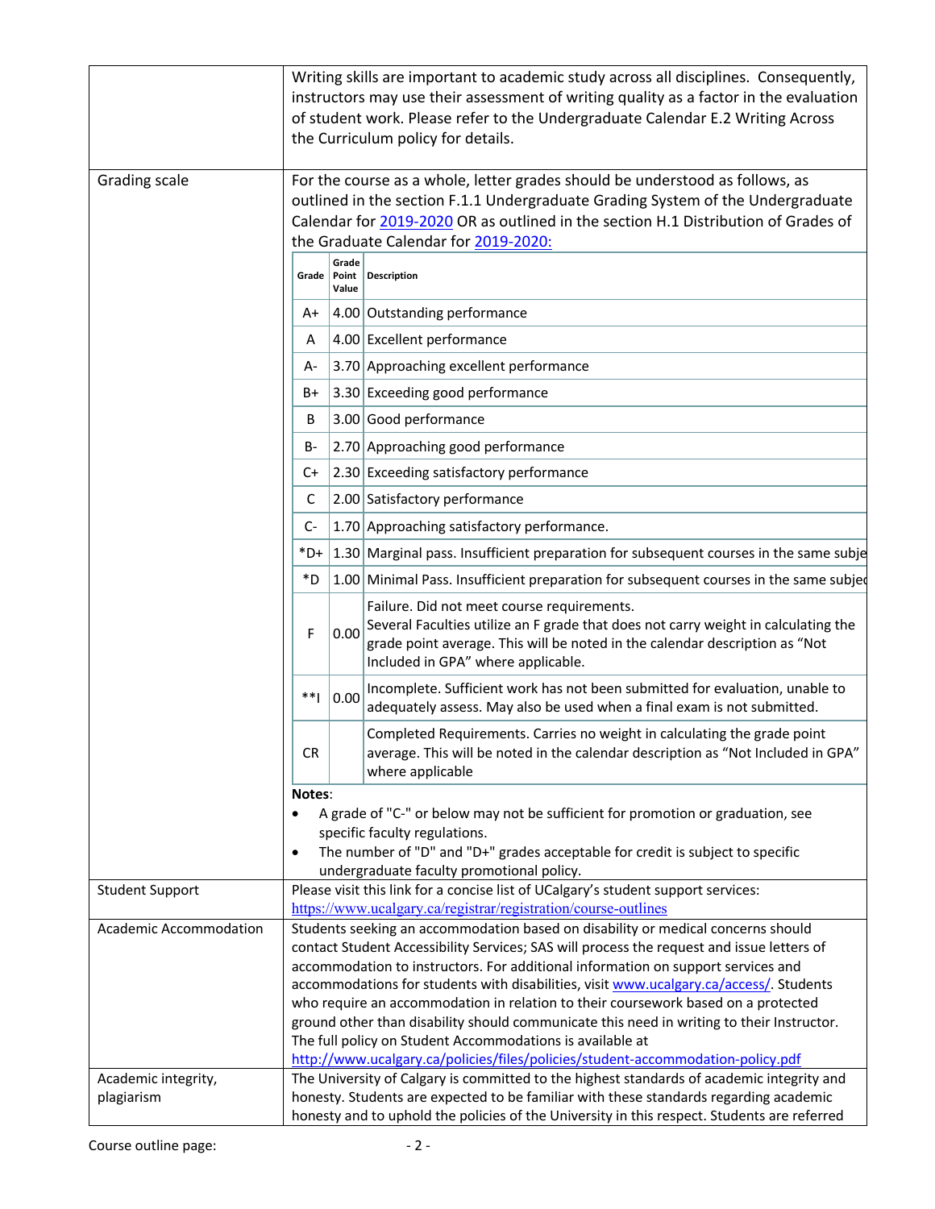| | |
|---|---|
| | Writing skills are important to academic study across all disciplines. Consequently, instructors may use their assessment of writing quality as a factor in the evaluation of student work. Please refer to the Undergraduate Calendar E.2 Writing Across the Curriculum policy for details. |
| Grading scale | For the course as a whole, letter grades should be understood as follows, as outlined in the section F.1.1 Undergraduate Grading System of the Undergraduate Calendar for 2019-2020 OR as outlined in the section H.1 Distribution of Grades of the Graduate Calendar for 2019-2020: |

| Grade | Grade Point Value | Description |
|---|---|---|
| A+ | 4.00 | Outstanding performance |
| A | 4.00 | Excellent performance |
| A- | 3.70 | Approaching excellent performance |
| B+ | 3.30 | Exceeding good performance |
| B | 3.00 | Good performance |
| B- | 2.70 | Approaching good performance |
| C+ | 2.30 | Exceeding satisfactory performance |
| C | 2.00 | Satisfactory performance |
| C- | 1.70 | Approaching satisfactory performance. |
| *D+ | 1.30 | Marginal pass. Insufficient preparation for subsequent courses in the same subje |
| *D | 1.00 | Minimal Pass. Insufficient preparation for subsequent courses in the same subjec |
| F | 0.00 | Failure. Did not meet course requirements. Several Faculties utilize an F grade that does not carry weight in calculating the grade point average. This will be noted in the calendar description as "Not Included in GPA" where applicable. |
| **I | 0.00 | Incomplete. Sufficient work has not been submitted for evaluation, unable to adequately assess. May also be used when a final exam is not submitted. |
| CR | | Completed Requirements. Carries no weight in calculating the grade point average. This will be noted in the calendar description as "Not Included in GPA" where applicable |

**Notes**:

- A grade of "C-" or below may not be sufficient for promotion or graduation, see specific faculty regulations.
- The number of "D" and "D+" grades acceptable for credit is subject to specific undergraduate faculty promotional policy.

| | |
|---|---|
| Student Support | Please visit this link for a concise list of UCalgary's student support services: https://www.ucalgary.ca/registrar/registration/course-outlines |
| Academic Accommodation | Students seeking an accommodation based on disability or medical concerns should contact Student Accessibility Services; SAS will process the request and issue letters of accommodation to instructors. For additional information on support services and accommodations for students with disabilities, visit www.ucalgary.ca/access/. Students who require an accommodation in relation to their coursework based on a protected ground other than disability should communicate this need in writing to their Instructor. The full policy on Student Accommodations is available at http://www.ucalgary.ca/policies/files/policies/student-accommodation-policy.pdf |
| Academic integrity, plagiarism | The University of Calgary is committed to the highest standards of academic integrity and honesty. Students are expected to be familiar with these standards regarding academic honesty and to uphold the policies of the University in this respect. Students are referred |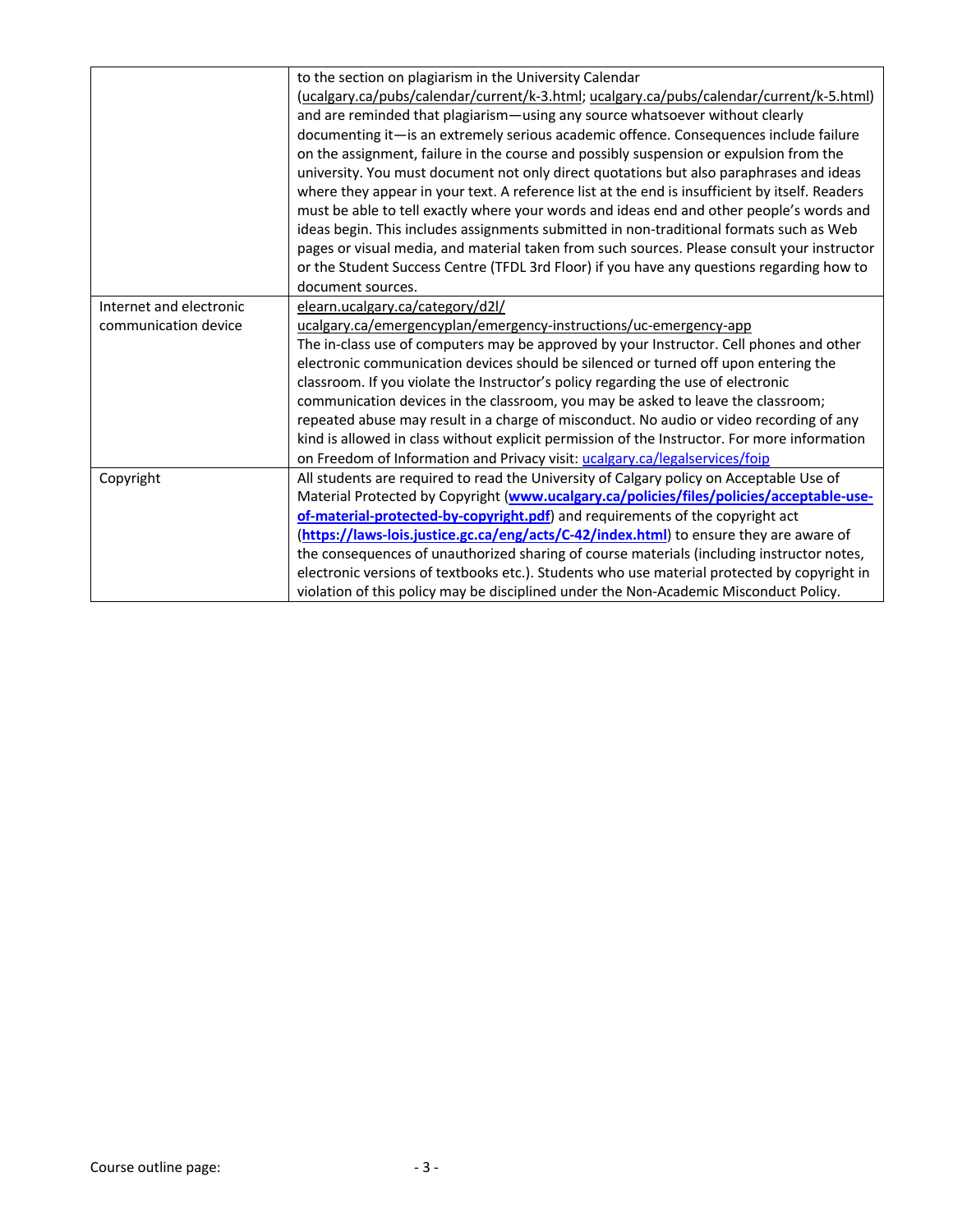| | |
|---|---|
| | to the section on plagiarism in the University Calendar (ucalgary.ca/pubs/calendar/current/k-3.html; ucalgary.ca/pubs/calendar/current/k-5.html) and are reminded that plagiarism—using any source whatsoever without clearly documenting it—is an extremely serious academic offence. Consequences include failure on the assignment, failure in the course and possibly suspension or expulsion from the university. You must document not only direct quotations but also paraphrases and ideas where they appear in your text. A reference list at the end is insufficient by itself. Readers must be able to tell exactly where your words and ideas end and other people's words and ideas begin. This includes assignments submitted in non-traditional formats such as Web pages or visual media, and material taken from such sources. Please consult your instructor or the Student Success Centre (TFDL 3rd Floor) if you have any questions regarding how to document sources. |
| Internet and electronic communication device | elearn.ucalgary.ca/category/d2l/<br>ucalgary.ca/emergencyplan/emergency-instructions/uc-emergency-app<br>The in-class use of computers may be approved by your Instructor. Cell phones and other electronic communication devices should be silenced or turned off upon entering the classroom. If you violate the Instructor's policy regarding the use of electronic communication devices in the classroom, you may be asked to leave the classroom; repeated abuse may result in a charge of misconduct. No audio or video recording of any kind is allowed in class without explicit permission of the Instructor. For more information on Freedom of Information and Privacy visit: ucalgary.ca/legalservices/foip |
| Copyright | All students are required to read the University of Calgary policy on Acceptable Use of Material Protected by Copyright (**www.ucalgary.ca/policies/files/policies/acceptable-use-of-material-protected-by-copyright.pdf**) and requirements of the copyright act (**https://laws-lois.justice.gc.ca/eng/acts/C-42/index.html**) to ensure they are aware of the consequences of unauthorized sharing of course materials (including instructor notes, electronic versions of textbooks etc.). Students who use material protected by copyright in violation of this policy may be disciplined under the Non-Academic Misconduct Policy. |